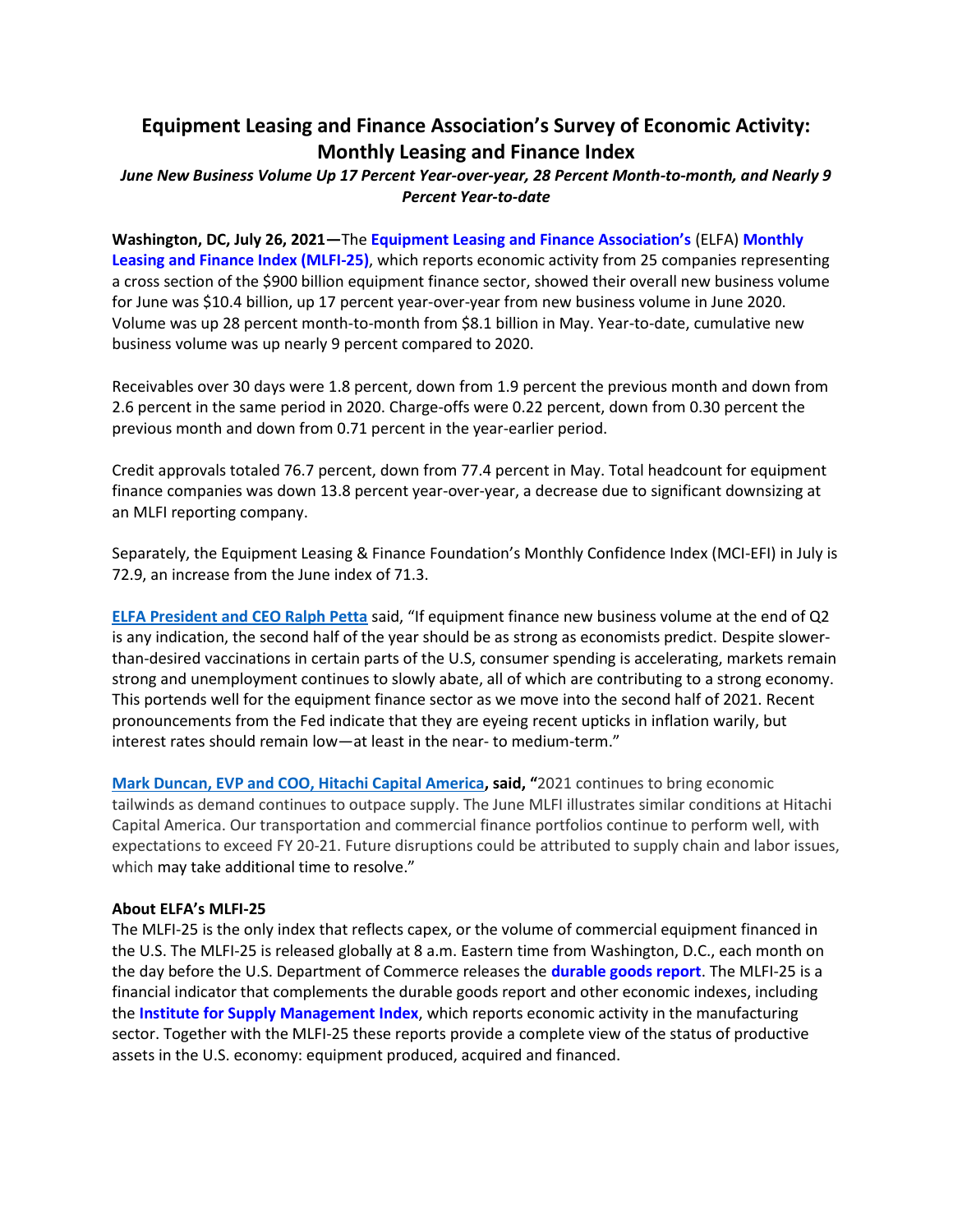# Equipment Leasing and Finance Association's Survey of Economic Activity: Monthly Leasing and Finance Index

*June New Business Volume Up 17 Percent Year-over-year, 28 Percent Month-to-month, and Nearly 9 Percent Year-to-date*

**Washington, DC, July 26, 2021—**The **Equipment Leasing and Finance Association's** (ELFA) **Monthly Leasing and Finance Index (MLFI-25)**, which reports economic activity from 25 companies representing a cross section of the $900 billion equipment finance sector, showed their overall new business volume for June was $10.4 billion, up 17 percent year-over-year from new business volume in June 2020. Volume was up 28 percent month-to-month from $8.1 billion in May. Year-to-date, cumulative new business volume was up nearly 9 percent compared to 2020.

Receivables over 30 days were 1.8 percent, down from 1.9 percent the previous month and down from 2.6 percent in the same period in 2020. Charge-offs were 0.22 percent, down from 0.30 percent the previous month and down from 0.71 percent in the year-earlier period.

Credit approvals totaled 76.7 percent, down from 77.4 percent in May. Total headcount for equipment finance companies was down 13.8 percent year-over-year, a decrease due to significant downsizing at an MLFI reporting company.

Separately, the Equipment Leasing & Finance Foundation's Monthly Confidence Index (MCI-EFI) in July is 72.9, an increase from the June index of 71.3.

**ELFA President and CEO Ralph Petta** said, "If equipment finance new business volume at the end of Q2 is any indication, the second half of the year should be as strong as economists predict. Despite slower-than-desired vaccinations in certain parts of the U.S, consumer spending is accelerating, markets remain strong and unemployment continues to slowly abate, all of which are contributing to a strong economy. This portends well for the equipment finance sector as we move into the second half of 2021. Recent pronouncements from the Fed indicate that they are eyeing recent upticks in inflation warily, but interest rates should remain low—at least in the near- to medium-term."

**Mark Duncan, EVP and COO, Hitachi Capital America, said, "**2021 continues to bring economic tailwinds as demand continues to outpace supply. The June MLFI illustrates similar conditions at Hitachi Capital America. Our transportation and commercial finance portfolios continue to perform well, with expectations to exceed FY 20-21. Future disruptions could be attributed to supply chain and labor issues, which may take additional time to resolve."

### About ELFA's MLFI-25

The MLFI-25 is the only index that reflects capex, or the volume of commercial equipment financed in the U.S. The MLFI-25 is released globally at 8 a.m. Eastern time from Washington, D.C., each month on the day before the U.S. Department of Commerce releases the **durable goods report**. The MLFI-25 is a financial indicator that complements the durable goods report and other economic indexes, including the **Institute for Supply Management Index**, which reports economic activity in the manufacturing sector. Together with the MLFI-25 these reports provide a complete view of the status of productive assets in the U.S. economy: equipment produced, acquired and financed.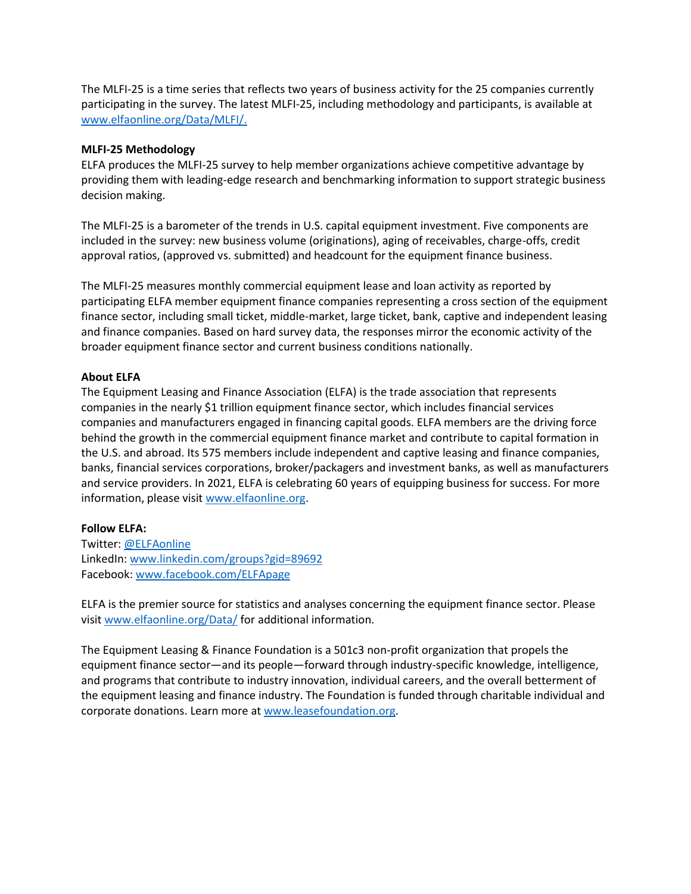The MLFI-25 is a time series that reflects two years of business activity for the 25 companies currently participating in the survey. The latest MLFI-25, including methodology and participants, is available at www.elfaonline.org/Data/MLFI/.

**MLFI-25 Methodology**

ELFA produces the MLFI-25 survey to help member organizations achieve competitive advantage by providing them with leading-edge research and benchmarking information to support strategic business decision making.

The MLFI-25 is a barometer of the trends in U.S. capital equipment investment. Five components are included in the survey: new business volume (originations), aging of receivables, charge-offs, credit approval ratios, (approved vs. submitted) and headcount for the equipment finance business.

The MLFI-25 measures monthly commercial equipment lease and loan activity as reported by participating ELFA member equipment finance companies representing a cross section of the equipment finance sector, including small ticket, middle-market, large ticket, bank, captive and independent leasing and finance companies. Based on hard survey data, the responses mirror the economic activity of the broader equipment finance sector and current business conditions nationally.

**About ELFA**

The Equipment Leasing and Finance Association (ELFA) is the trade association that represents companies in the nearly $1 trillion equipment finance sector, which includes financial services companies and manufacturers engaged in financing capital goods. ELFA members are the driving force behind the growth in the commercial equipment finance market and contribute to capital formation in the U.S. and abroad. Its 575 members include independent and captive leasing and finance companies, banks, financial services corporations, broker/packagers and investment banks, as well as manufacturers and service providers. In 2021, ELFA is celebrating 60 years of equipping business for success. For more information, please visit www.elfaonline.org.

**Follow ELFA:**

Twitter: @ELFAonline
LinkedIn: www.linkedin.com/groups?gid=89692
Facebook: www.facebook.com/ELFApage

ELFA is the premier source for statistics and analyses concerning the equipment finance sector. Please visit www.elfaonline.org/Data/ for additional information.

The Equipment Leasing & Finance Foundation is a 501c3 non-profit organization that propels the equipment finance sector—and its people—forward through industry-specific knowledge, intelligence, and programs that contribute to industry innovation, individual careers, and the overall betterment of the equipment leasing and finance industry. The Foundation is funded through charitable individual and corporate donations. Learn more at www.leasefoundation.org.